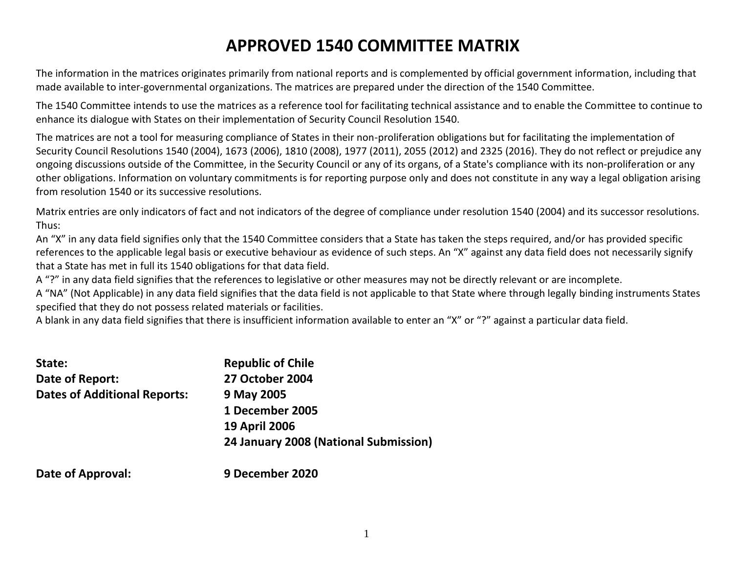# APPROVED 1540 COMMITTEE MATRIX

The information in the matrices originates primarily from national reports and is complemented by official government information, including that made available to inter-governmental organizations. The matrices are prepared under the direction of the 1540 Committee.

The 1540 Committee intends to use the matrices as a reference tool for facilitating technical assistance and to enable the Committee to continue to enhance its dialogue with States on their implementation of Security Council Resolution 1540.

The matrices are not a tool for measuring compliance of States in their non-proliferation obligations but for facilitating the implementation of Security Council Resolutions 1540 (2004), 1673 (2006), 1810 (2008), 1977 (2011), 2055 (2012) and 2325 (2016). They do not reflect or prejudice any ongoing discussions outside of the Committee, in the Security Council or any of its organs, of a State's compliance with its non-proliferation or any other obligations. Information on voluntary commitments is for reporting purpose only and does not constitute in any way a legal obligation arising from resolution 1540 or its successive resolutions.

Matrix entries are only indicators of fact and not indicators of the degree of compliance under resolution 1540 (2004) and its successor resolutions. Thus:
An "X" in any data field signifies only that the 1540 Committee considers that a State has taken the steps required, and/or has provided specific references to the applicable legal basis or executive behaviour as evidence of such steps. An "X" against any data field does not necessarily signify that a State has met in full its 1540 obligations for that data field.
A "?" in any data field signifies that the references to legislative or other measures may not be directly relevant or are incomplete.
A "NA" (Not Applicable) in any data field signifies that the data field is not applicable to that State where through legally binding instruments States specified that they do not possess related materials or facilities.
A blank in any data field signifies that there is insufficient information available to enter an "X" or "?" against a particular data field.

**State:** **Republic of Chile**
**Date of Report:** **27 October 2004**
**Dates of Additional Reports:** **9 May 2005**
**1 December 2005**
**19 April 2006**
**24 January 2008 (National Submission)**

**Date of Approval:** **9 December 2020**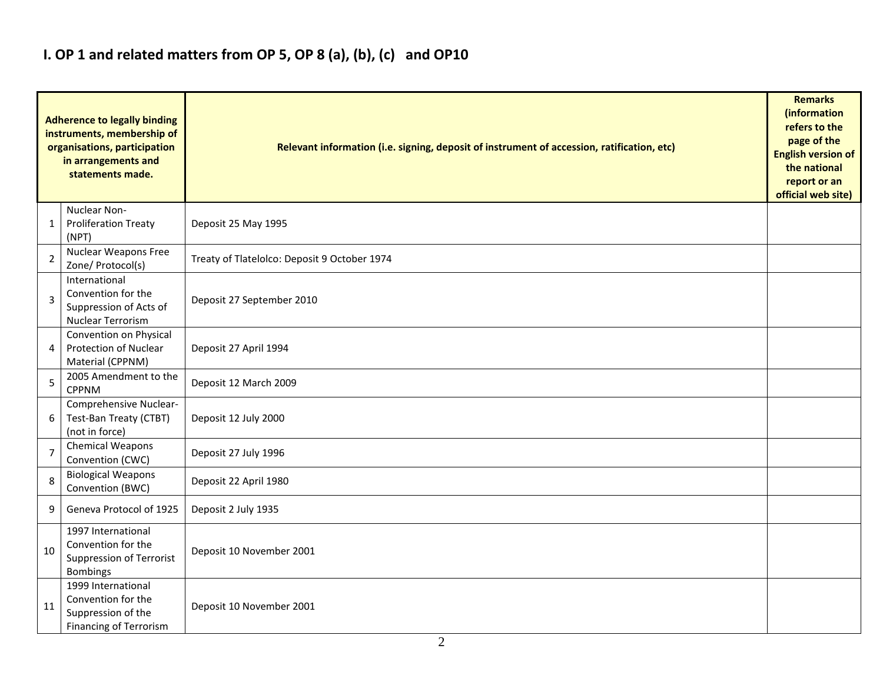## I. OP 1 and related matters from OP 5, OP 8 (a), (b), (c) and OP10

| | Adherence to legally binding instruments, membership of organisations, participation in arrangements and statements made. | Relevant information (i.e. signing, deposit of instrument of accession, ratification, etc) | Remarks (information refers to the page of the English version of the national report or an official web site) |
|---|---|---|---|
| 1 | Nuclear Non-Proliferation Treaty (NPT) | Deposit 25 May 1995 | |
| 2 | Nuclear Weapons Free Zone/ Protocol(s) | Treaty of Tlatelolco: Deposit 9 October 1974 | |
| 3 | International Convention for the Suppression of Acts of Nuclear Terrorism | Deposit 27 September 2010 | |
| 4 | Convention on Physical Protection of Nuclear Material (CPPNM) | Deposit 27 April 1994 | |
| 5 | 2005 Amendment to the CPPNM | Deposit 12 March 2009 | |
| 6 | Comprehensive Nuclear-Test-Ban Treaty (CTBT) (not in force) | Deposit 12 July 2000 | |
| 7 | Chemical Weapons Convention (CWC) | Deposit 27 July 1996 | |
| 8 | Biological Weapons Convention (BWC) | Deposit 22 April 1980 | |
| 9 | Geneva Protocol of 1925 | Deposit 2 July 1935 | |
| 10 | 1997 International Convention for the Suppression of Terrorist Bombings | Deposit 10 November 2001 | |
| 11 | 1999 International Convention for the Suppression of the Financing of Terrorism | Deposit 10 November 2001 | |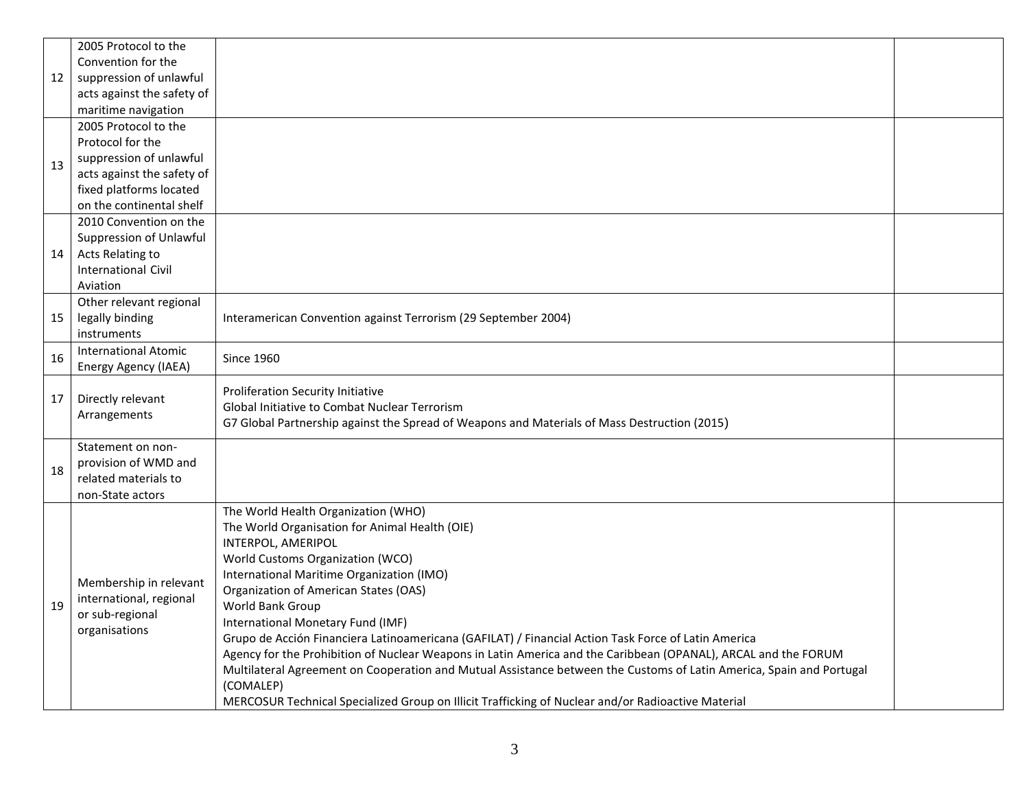| | | | |
|---|---|---|---|
| 12 | 2005 Protocol to the Convention for the suppression of unlawful acts against the safety of maritime navigation | | |
| 13 | 2005 Protocol to the Protocol for the suppression of unlawful acts against the safety of fixed platforms located on the continental shelf | | |
| 14 | 2010 Convention on the Suppression of Unlawful Acts Relating to International Civil Aviation | | |
| 15 | Other relevant regional legally binding instruments | Interamerican Convention against Terrorism (29 September 2004) | |
| 16 | International Atomic Energy Agency (IAEA) | Since 1960 | |
| 17 | Directly relevant Arrangements | Proliferation Security Initiative<br>Global Initiative to Combat Nuclear Terrorism<br>G7 Global Partnership against the Spread of Weapons and Materials of Mass Destruction (2015) | |
| 18 | Statement on non-provision of WMD and related materials to non-State actors | | |
| 19 | Membership in relevant international, regional or sub-regional organisations | The World Health Organization (WHO)<br>The World Organisation for Animal Health (OIE)<br>INTERPOL, AMERIPOL<br>World Customs Organization (WCO)<br>International Maritime Organization (IMO)<br>Organization of American States (OAS)<br>World Bank Group<br>International Monetary Fund (IMF)<br>Grupo de Acción Financiera Latinoamericana (GAFILAT) / Financial Action Task Force of Latin America<br>Agency for the Prohibition of Nuclear Weapons in Latin America and the Caribbean (OPANAL), ARCAL and the FORUM<br>Multilateral Agreement on Cooperation and Mutual Assistance between the Customs of Latin America, Spain and Portugal (COMALEP)<br>MERCOSUR Technical Specialized Group on Illicit Trafficking of Nuclear and/or Radioactive Material | |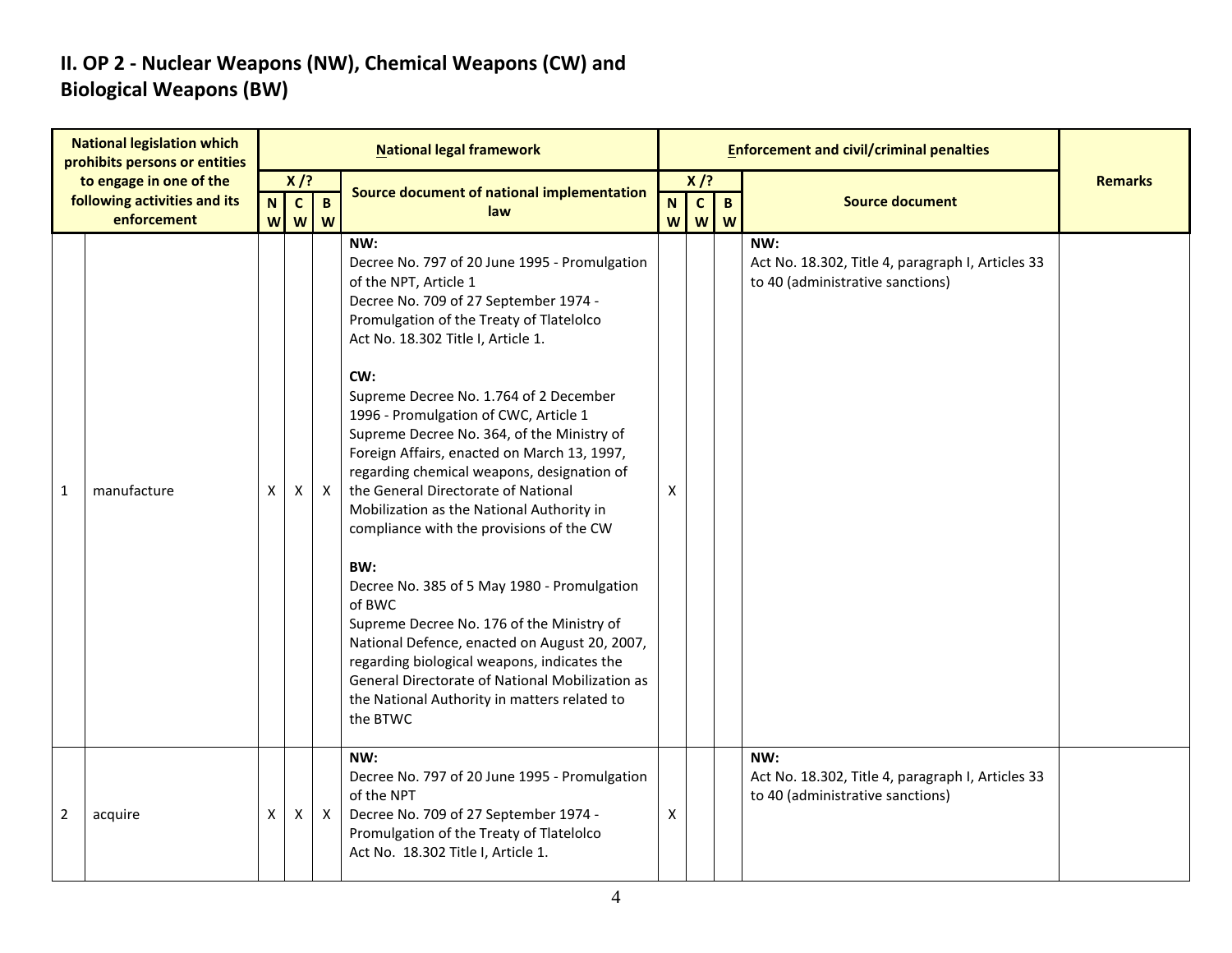## II. OP 2 - Nuclear Weapons (NW), Chemical Weapons (CW) and Biological Weapons (BW)

| National legislation which prohibits persons or entities to engage in one of the following activities and its enforcement | | National legal framework | | | | Enforcement and civil/criminal penalties | | | | Remarks |
|---|---|---|---|---|---|---|---|---|---|---|
| | | X /? | | | Source document of national implementation law | X /? | | | Source document | |
| | | NW | CW | BW | | NW | CW | BW | | |
| 1 | manufacture | X | X | X | **NW:**<br>Decree No. 797 of 20 June 1995 - Promulgation of the NPT, Article 1<br>Decree No. 709 of 27 September 1974 - Promulgation of the Treaty of Tlatelolco<br>Act No. 18.302 Title I, Article 1.<br><br>**CW:**<br>Supreme Decree No. 1.764 of 2 December 1996 - Promulgation of CWC, Article 1<br>Supreme Decree No. 364, of the Ministry of Foreign Affairs, enacted on March 13, 1997, regarding chemical weapons, designation of the General Directorate of National Mobilization as the National Authority in compliance with the provisions of the CW<br><br>**BW:**<br>Decree No. 385 of 5 May 1980 - Promulgation of BWC<br>Supreme Decree No. 176 of the Ministry of National Defence, enacted on August 20, 2007, regarding biological weapons, indicates the General Directorate of National Mobilization as the National Authority in matters related to the BTWC | X | | | **NW:**<br>Act No. 18.302, Title 4, paragraph I, Articles 33 to 40 (administrative sanctions) | |
| 2 | acquire | X | X | X | **NW:**<br>Decree No. 797 of 20 June 1995 - Promulgation of the NPT<br>Decree No. 709 of 27 September 1974 - Promulgation of the Treaty of Tlatelolco<br>Act No. 18.302 Title I, Article 1. | X | | | **NW:**<br>Act No. 18.302, Title 4, paragraph I, Articles 33 to 40 (administrative sanctions) | |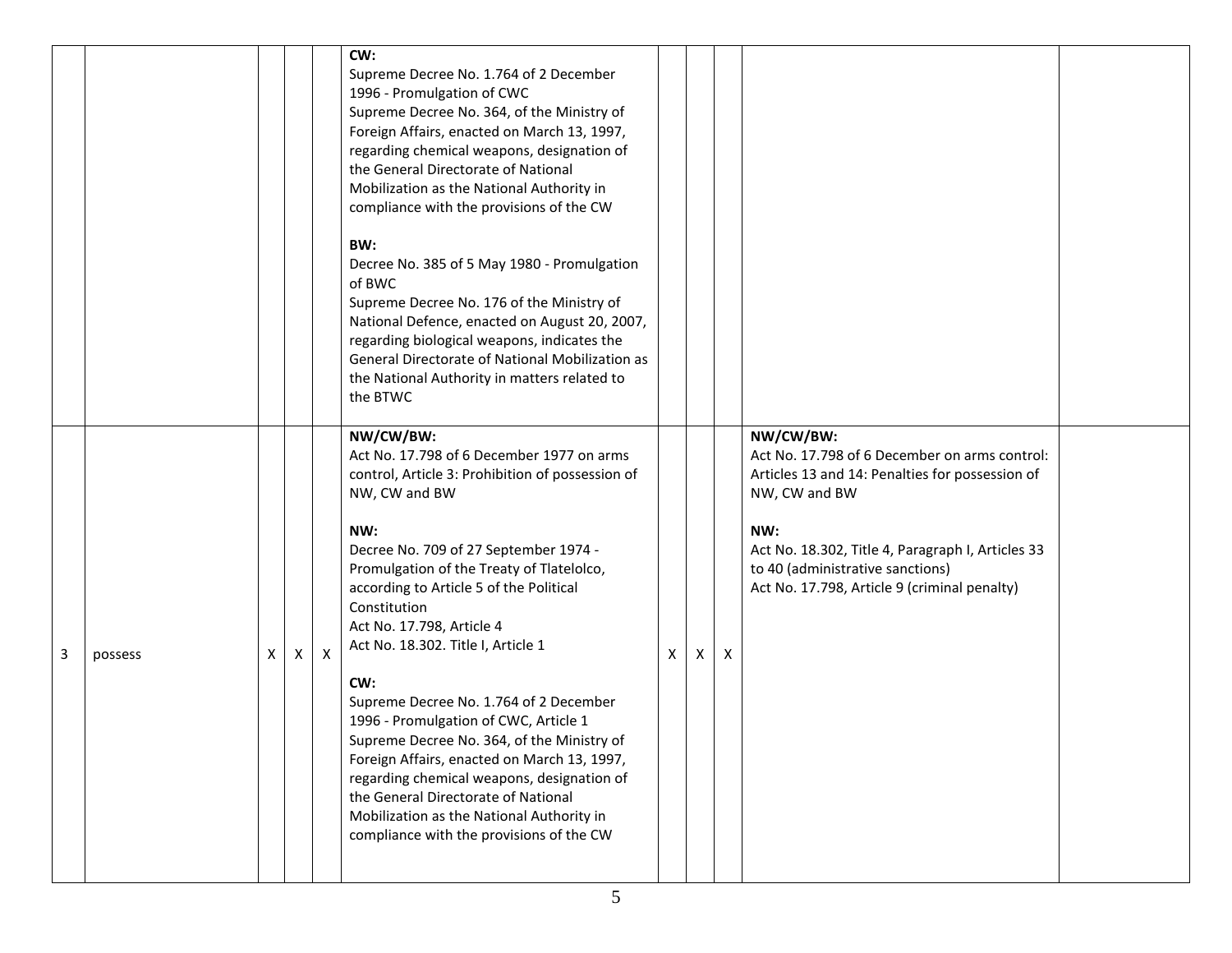| | | | | | | | | | | |
|---|---|---|---|---|---|---|---|---|---|---|
| | | | | | **CW:**<br>Supreme Decree No. 1.764 of 2 December 1996 - Promulgation of CWC<br>Supreme Decree No. 364, of the Ministry of Foreign Affairs, enacted on March 13, 1997, regarding chemical weapons, designation of the General Directorate of National Mobilization as the National Authority in compliance with the provisions of the CW<br><br>**BW:**<br>Decree No. 385 of 5 May 1980 - Promulgation of BWC<br>Supreme Decree No. 176 of the Ministry of National Defence, enacted on August 20, 2007, regarding biological weapons, indicates the General Directorate of National Mobilization as the National Authority in matters related to the BTWC | | | | | |
| 3 | possess | X | X | X | **NW/CW/BW:**<br>Act No. 17.798 of 6 December 1977 on arms control, Article 3: Prohibition of possession of NW, CW and BW<br><br>**NW:**<br>Decree No. 709 of 27 September 1974 - Promulgation of the Treaty of Tlatelolco, according to Article 5 of the Political Constitution<br>Act No. 17.798, Article 4<br>Act No. 18.302. Title I, Article 1<br><br>**CW:**<br>Supreme Decree No. 1.764 of 2 December 1996 - Promulgation of CWC, Article 1<br>Supreme Decree No. 364, of the Ministry of Foreign Affairs, enacted on March 13, 1997, regarding chemical weapons, designation of the General Directorate of National Mobilization as the National Authority in compliance with the provisions of the CW | X | X | X | **NW/CW/BW:**<br>Act No. 17.798 of 6 December on arms control: Articles 13 and 14: Penalties for possession of NW, CW and BW<br><br>**NW:**<br>Act No. 18.302, Title 4, Paragraph I, Articles 33 to 40 (administrative sanctions)<br>Act No. 17.798, Article 9 (criminal penalty) | |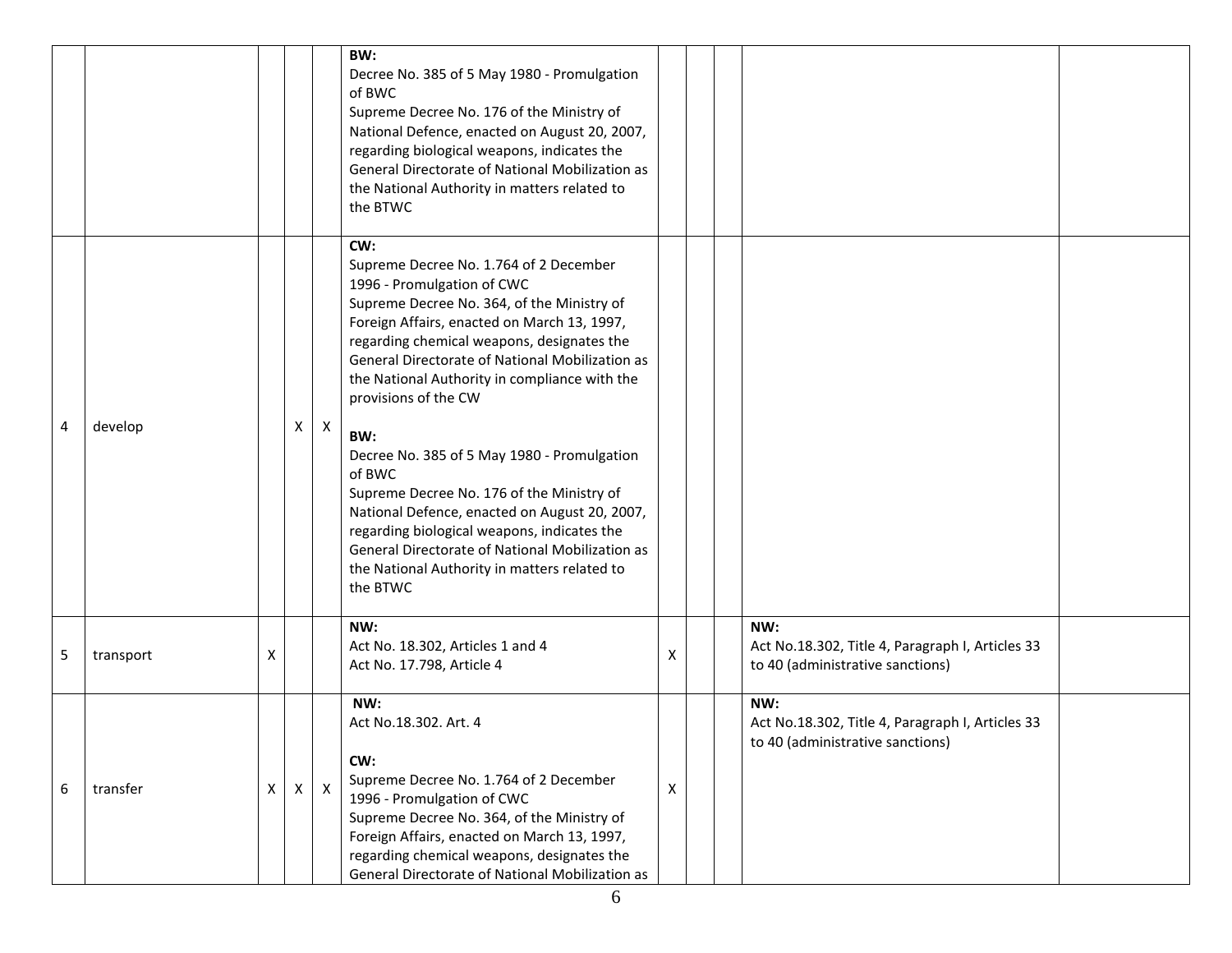|  |  |  |  |  | BW:<br>Decree No. 385 of 5 May 1980 - Promulgation of BWC<br>Supreme Decree No. 176 of the Ministry of National Defence, enacted on August 20, 2007, regarding biological weapons, indicates the General Directorate of National Mobilization as the National Authority in matters related to the BTWC |  |  |  |  |  |
|---|---|---|---|---|---|---|---|---|---|---|
| 4 | develop |  | X | X | CW:<br>Supreme Decree No. 1.764 of 2 December 1996 - Promulgation of CWC<br>Supreme Decree No. 364, of the Ministry of Foreign Affairs, enacted on March 13, 1997, regarding chemical weapons, designates the General Directorate of National Mobilization as the National Authority in compliance with the provisions of the CW<br><br>BW:<br>Decree No. 385 of 5 May 1980 - Promulgation of BWC<br>Supreme Decree No. 176 of the Ministry of National Defence, enacted on August 20, 2007, regarding biological weapons, indicates the General Directorate of National Mobilization as the National Authority in matters related to the BTWC |  |  |  |  |  |
| 5 | transport | X |  |  | NW:<br>Act No. 18.302, Articles 1 and 4<br>Act No. 17.798, Article 4 | X |  |  | NW:<br>Act No.18.302, Title 4, Paragraph I, Articles 33 to 40 (administrative sanctions) |  |
| 6 | transfer | X | X | X | NW:<br>Act No.18.302. Art. 4<br><br>CW:<br>Supreme Decree No. 1.764 of 2 December 1996 - Promulgation of CWC<br>Supreme Decree No. 364, of the Ministry of Foreign Affairs, enacted on March 13, 1997, regarding chemical weapons, designates the General Directorate of National Mobilization as | X |  |  | NW:<br>Act No.18.302, Title 4, Paragraph I, Articles 33 to 40 (administrative sanctions) |  |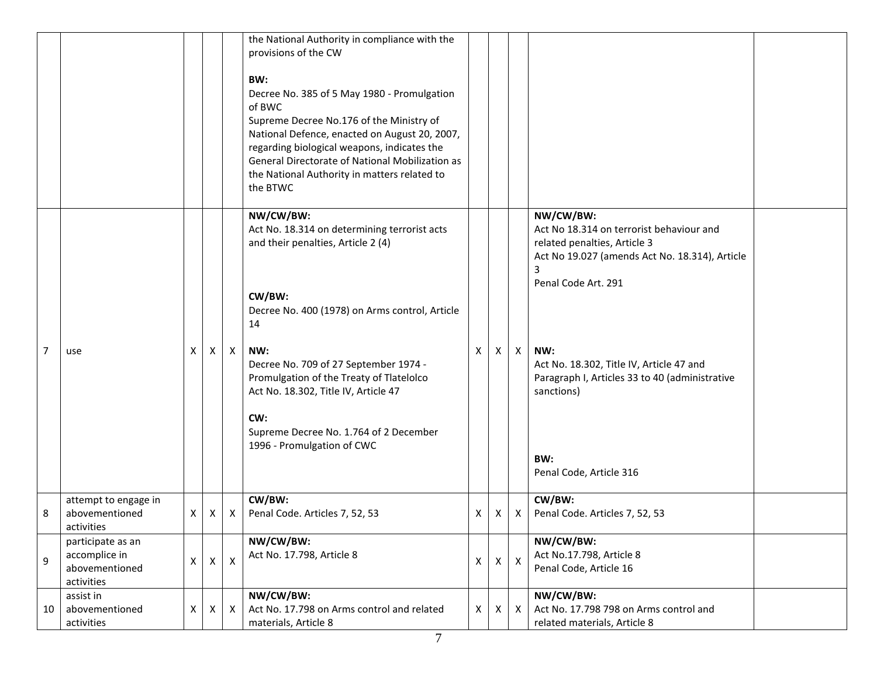|  |  |  |  |  |  |  |  |  |  |  |
|---|---|---|---|---|---|---|---|---|---|---|
|  |  |  |  |  | the National Authority in compliance with the provisions of the CW<br><br>**BW:**<br>Decree No. 385 of 5 May 1980 - Promulgation of BWC<br>Supreme Decree No.176 of the Ministry of National Defence, enacted on August 20, 2007, regarding biological weapons, indicates the General Directorate of National Mobilization as the National Authority in matters related to the BTWC |  |  |  |  |  |
| 7 | use | X | X | X | **NW/CW/BW:**<br>Act No. 18.314 on determining terrorist acts and their penalties, Article 2 (4)<br><br>**CW/BW:**<br>Decree No. 400 (1978) on Arms control, Article 14<br><br>**NW:**<br>Decree No. 709 of 27 September 1974 - Promulgation of the Treaty of Tlatelolco<br>Act No. 18.302, Title IV, Article 47<br><br>**CW:**<br>Supreme Decree No. 1.764 of 2 December 1996 - Promulgation of CWC | X | X | X | **NW/CW/BW:**<br>Act No 18.314 on terrorist behaviour and related penalties, Article 3<br>Act No 19.027 (amends Act No. 18.314), Article 3<br>Penal Code Art. 291<br><br>**NW:**<br>Act No. 18.302, Title IV, Article 47 and Paragraph I, Articles 33 to 40 (administrative sanctions)<br><br>**BW:**<br>Penal Code, Article 316 |  |
| 8 | attempt to engage in abovementioned activities | X | X | X | **CW/BW:**<br>Penal Code. Articles 7, 52, 53 | X | X | X | **CW/BW:**<br>Penal Code. Articles 7, 52, 53 |  |
| 9 | participate as an accomplice in abovementioned activities | X | X | X | **NW/CW/BW:**<br>Act No. 17.798, Article 8 | X | X | X | **NW/CW/BW:**<br>Act No.17.798, Article 8<br>Penal Code, Article 16 |  |
| 10 | assist in abovementioned activities | X | X | X | **NW/CW/BW:**<br>Act No. 17.798 on Arms control and related materials, Article 8 | X | X | X | **NW/CW/BW:**<br>Act No. 17.798 798 on Arms control and related materials, Article 8 |  |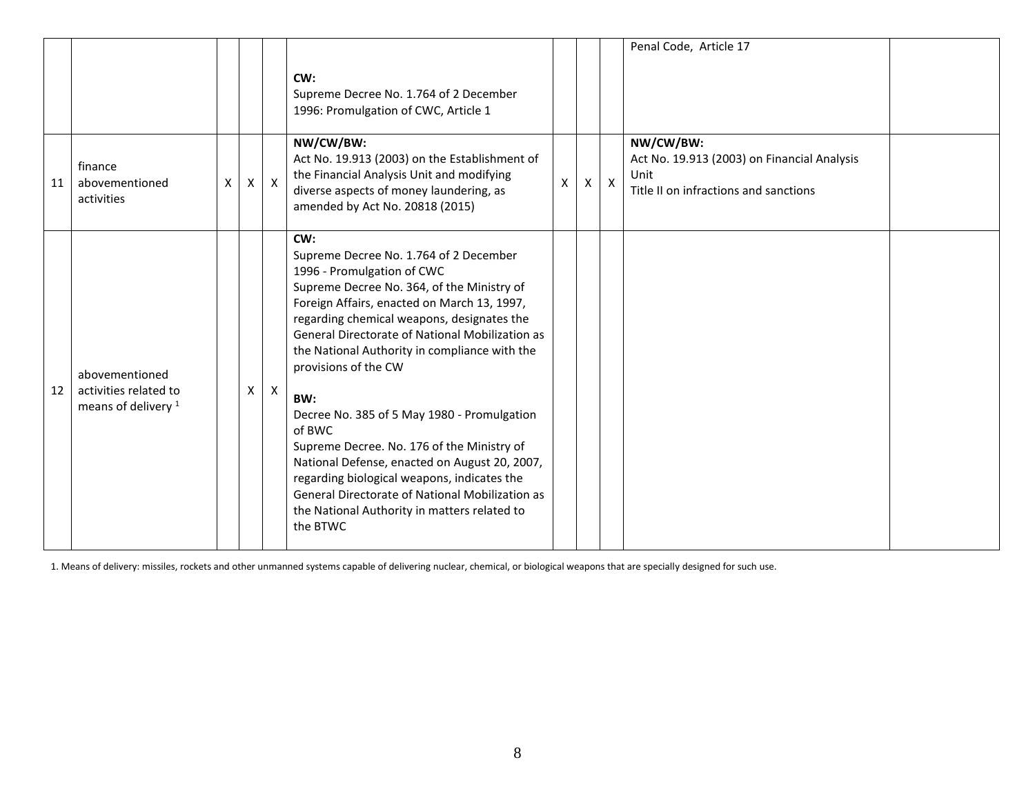|  |  |  |  |  |  |  |  |  |  |  |
|---|---|---|---|---|---|---|---|---|---|---|
|  |  |  |  |  | **CW:**<br>Supreme Decree No. 1.764 of 2 December 1996: Promulgation of CWC, Article 1 |  |  |  | Penal Code, Article 17 |  |
| 11 | finance abovementioned activities | X | X | X | **NW/CW/BW:**<br>Act No. 19.913 (2003) on the Establishment of the Financial Analysis Unit and modifying diverse aspects of money laundering, as amended by Act No. 20818 (2015) | X | X | X | **NW/CW/BW:**<br>Act No. 19.913 (2003) on Financial Analysis Unit<br>Title II on infractions and sanctions |  |
| 12 | abovementioned activities related to means of delivery [1] |  | X | X | **CW:**<br>Supreme Decree No. 1.764 of 2 December 1996 - Promulgation of CWC<br>Supreme Decree No. 364, of the Ministry of Foreign Affairs, enacted on March 13, 1997, regarding chemical weapons, designates the General Directorate of National Mobilization as the National Authority in compliance with the provisions of the CW<br><br>**BW:**<br>Decree No. 385 of 5 May 1980 - Promulgation of BWC<br>Supreme Decree. No. 176 of the Ministry of National Defense, enacted on August 20, 2007, regarding biological weapons, indicates the General Directorate of National Mobilization as the National Authority in matters related to the BTWC |  |  |  |  |  |

1. Means of delivery: missiles, rockets and other unmanned systems capable of delivering nuclear, chemical, or biological weapons that are specially designed for such use.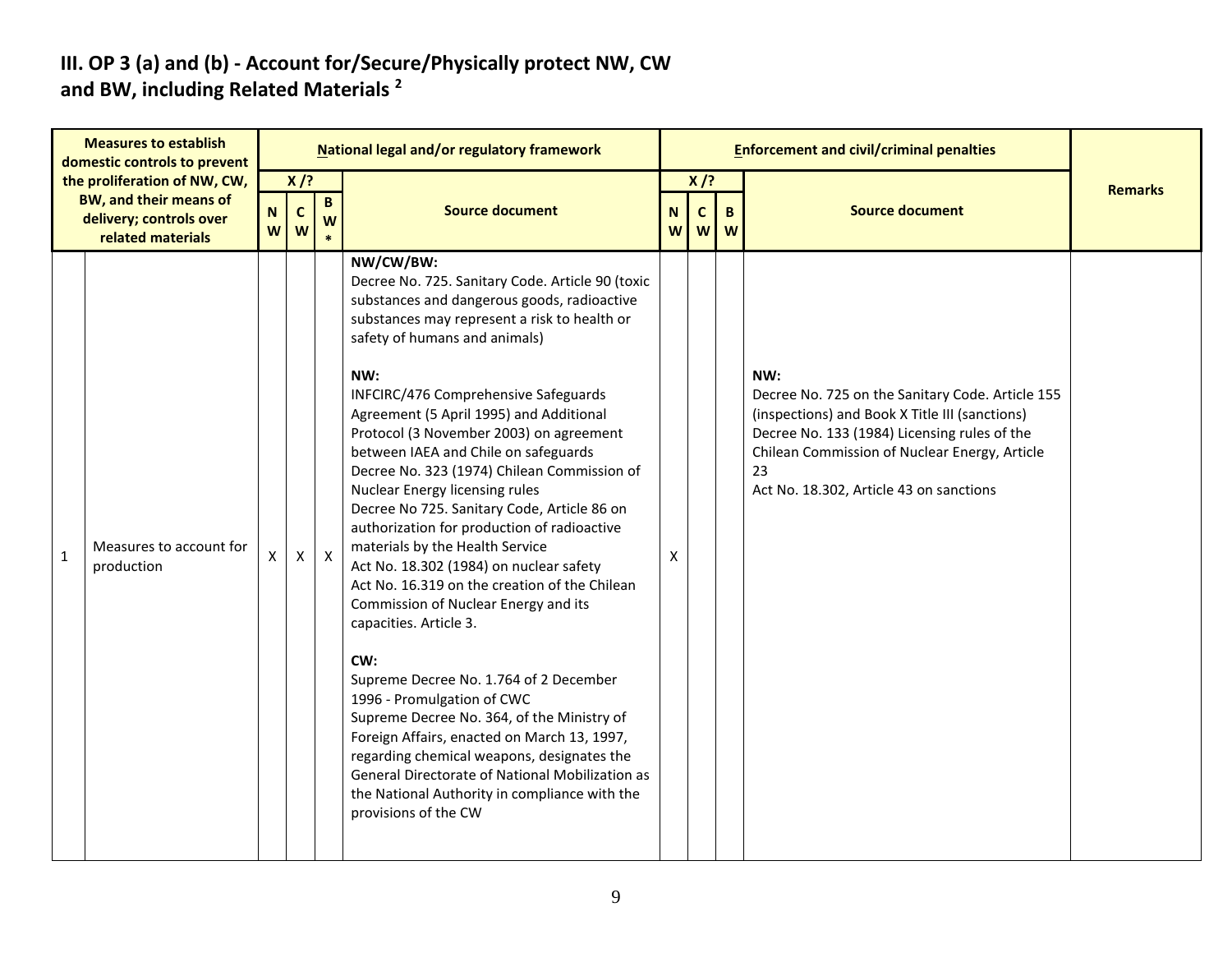## III. OP 3 (a) and (b) - Account for/Secure/Physically protect NW, CW and BW, including Related Materials [2]

| Measures to establish domestic controls to prevent the proliferation of NW, CW, BW, and their means of delivery; controls over related materials | | National legal and/or regulatory framework | | | | Enforcement and civil/criminal penalties | | | | Remarks |
|---|---|---|---|---|---|---|---|---|---|---|
| | | X /? | | | Source document | X /? | | | Source document | |
| | | NW | CW | BW* | | NW | CW | BW | | |
| 1 | Measures to account for production | X | X | X | **NW/CW/BW:**<br>Decree No. 725. Sanitary Code. Article 90 (toxic substances and dangerous goods, radioactive substances may represent a risk to health or safety of humans and animals)<br><br>**NW:**<br>INFCIRC/476 Comprehensive Safeguards Agreement (5 April 1995) and Additional Protocol (3 November 2003) on agreement between IAEA and Chile on safeguards<br>Decree No. 323 (1974) Chilean Commission of Nuclear Energy licensing rules<br>Decree No 725. Sanitary Code, Article 86 on authorization for production of radioactive materials by the Health Service<br>Act No. 18.302 (1984) on nuclear safety<br>Act No. 16.319 on the creation of the Chilean Commission of Nuclear Energy and its capacities. Article 3.<br><br>**CW:**<br>Supreme Decree No. 1.764 of 2 December 1996 - Promulgation of CWC<br>Supreme Decree No. 364, of the Ministry of Foreign Affairs, enacted on March 13, 1997, regarding chemical weapons, designates the General Directorate of National Mobilization as the National Authority in compliance with the provisions of the CW | X | | | **NW:**<br>Decree No. 725 on the Sanitary Code. Article 155 (inspections) and Book X Title III (sanctions)<br>Decree No. 133 (1984) Licensing rules of the Chilean Commission of Nuclear Energy, Article 23<br>Act No. 18.302, Article 43 on sanctions | |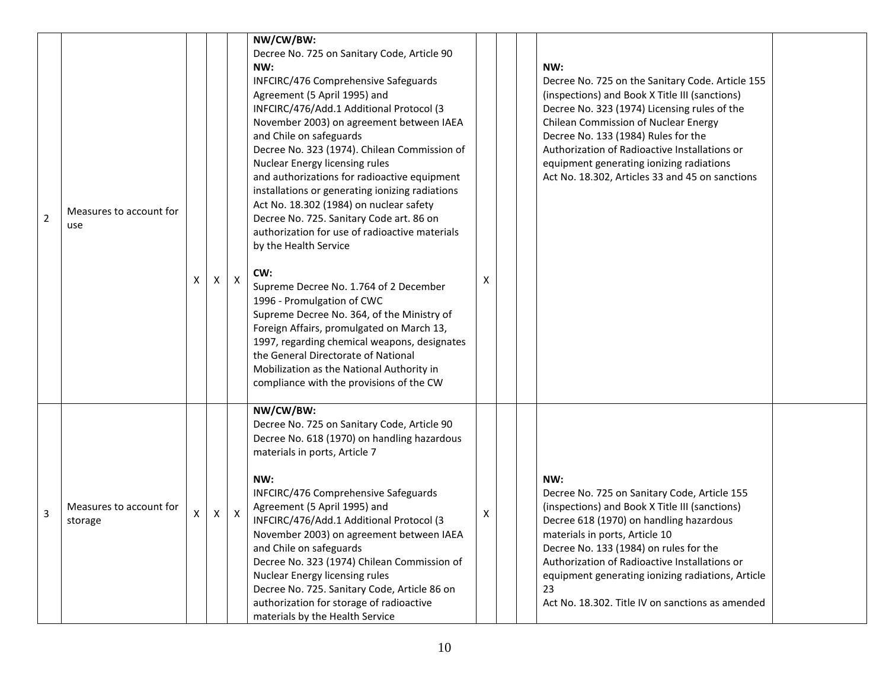| 2 | Measures to account for use | X | X | X | **NW/CW/BW:**<br>Decree No. 725 on Sanitary Code, Article 90<br>**NW:**<br>INFCIRC/476 Comprehensive Safeguards Agreement (5 April 1995) and INFCIRC/476/Add.1 Additional Protocol (3 November 2003) on agreement between IAEA and Chile on safeguards<br>Decree No. 323 (1974). Chilean Commission of Nuclear Energy licensing rules<br>and authorizations for radioactive equipment installations or generating ionizing radiations<br>Act No. 18.302 (1984) on nuclear safety<br>Decree No. 725. Sanitary Code art. 86 on authorization for use of radioactive materials by the Health Service<br><br>**CW:**<br>Supreme Decree No. 1.764 of 2 December 1996 - Promulgation of CWC<br>Supreme Decree No. 364, of the Ministry of Foreign Affairs, promulgated on March 13, 1997, regarding chemical weapons, designates the General Directorate of National Mobilization as the National Authority in compliance with the provisions of the CW | X | | | **NW:**<br>Decree No. 725 on the Sanitary Code. Article 155 (inspections) and Book X Title III (sanctions)<br>Decree No. 323 (1974) Licensing rules of the Chilean Commission of Nuclear Energy<br>Decree No. 133 (1984) Rules for the Authorization of Radioactive Installations or equipment generating ionizing radiations<br>Act No. 18.302, Articles 33 and 45 on sanctions | |
|---|---|---|---|---|---|---|---|---|---|---|
| 3 | Measures to account for storage | X | X | X | **NW/CW/BW:**<br>Decree No. 725 on Sanitary Code, Article 90<br>Decree No. 618 (1970) on handling hazardous materials in ports, Article 7<br><br>**NW:**<br>INFCIRC/476 Comprehensive Safeguards Agreement (5 April 1995) and INFCIRC/476/Add.1 Additional Protocol (3 November 2003) on agreement between IAEA and Chile on safeguards<br>Decree No. 323 (1974) Chilean Commission of Nuclear Energy licensing rules<br>Decree No. 725. Sanitary Code, Article 86 on authorization for storage of radioactive materials by the Health Service | X | | | **NW:**<br>Decree No. 725 on Sanitary Code, Article 155 (inspections) and Book X Title III (sanctions)<br>Decree 618 (1970) on handling hazardous materials in ports, Article 10<br>Decree No. 133 (1984) on rules for the Authorization of Radioactive Installations or equipment generating ionizing radiations, Article 23<br>Act No. 18.302. Title IV on sanctions as amended | |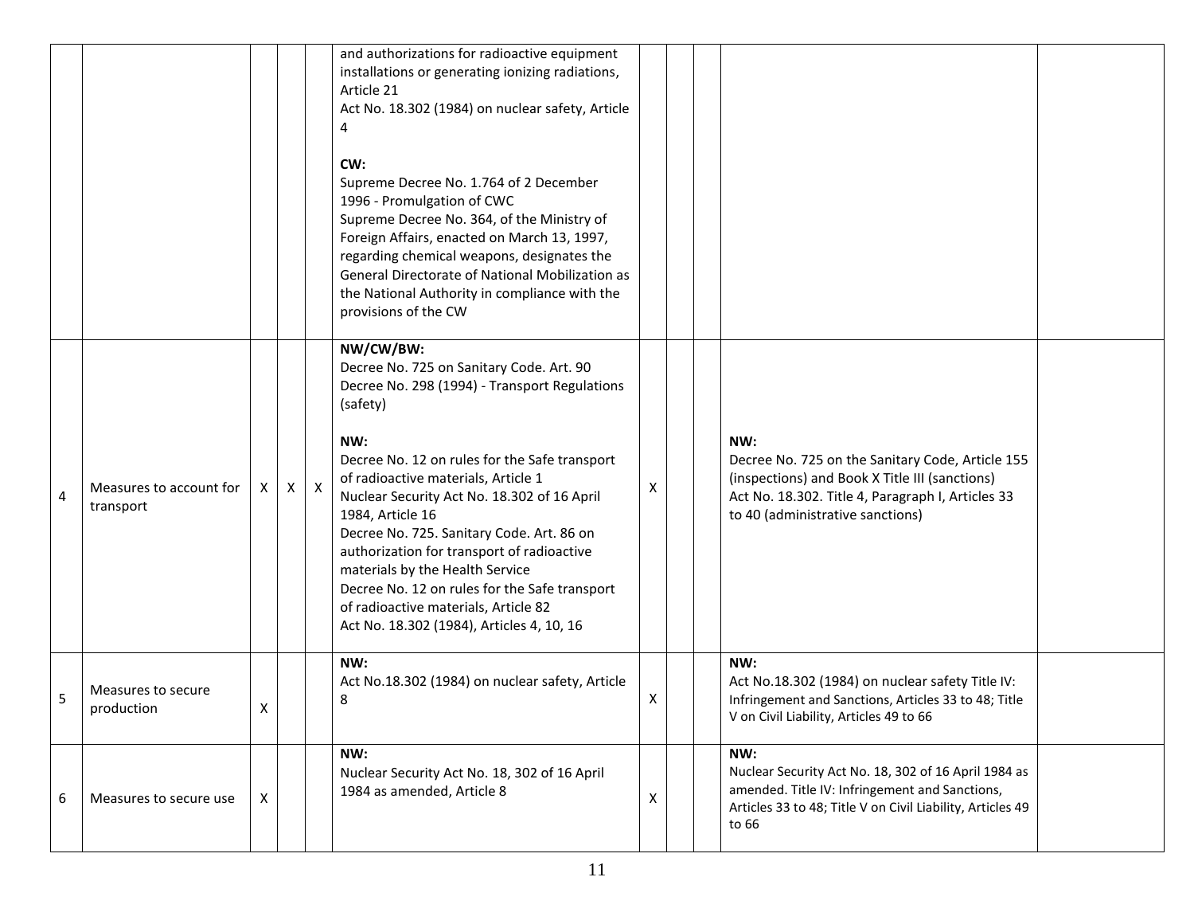| | | | | | | | | | | |
|---|---|---|---|---|---|---|---|---|---|---|
| | | | | | and authorizations for radioactive equipment installations or generating ionizing radiations, Article 21<br>Act No. 18.302 (1984) on nuclear safety, Article 4<br><br>**CW:**<br>Supreme Decree No. 1.764 of 2 December 1996 - Promulgation of CWC<br>Supreme Decree No. 364, of the Ministry of Foreign Affairs, enacted on March 13, 1997, regarding chemical weapons, designates the General Directorate of National Mobilization as the National Authority in compliance with the provisions of the CW | | | | | |
| 4 | Measures to account for transport | X | X | X | **NW/CW/BW:**<br>Decree No. 725 on Sanitary Code. Art. 90<br>Decree No. 298 (1994) - Transport Regulations (safety)<br><br>**NW:**<br>Decree No. 12 on rules for the Safe transport of radioactive materials, Article 1<br>Nuclear Security Act No. 18.302 of 16 April 1984, Article 16<br>Decree No. 725. Sanitary Code. Art. 86 on authorization for transport of radioactive materials by the Health Service<br>Decree No. 12 on rules for the Safe transport of radioactive materials, Article 82<br>Act No. 18.302 (1984), Articles 4, 10, 16 | X | | | **NW:**<br>Decree No. 725 on the Sanitary Code, Article 155 (inspections) and Book X Title III (sanctions)<br>Act No. 18.302. Title 4, Paragraph I, Articles 33 to 40 (administrative sanctions) | |
| 5 | Measures to secure production | X | | | **NW:**<br>Act No.18.302 (1984) on nuclear safety, Article 8 | X | | | **NW:**<br>Act No.18.302 (1984) on nuclear safety Title IV: Infringement and Sanctions, Articles 33 to 48; Title V on Civil Liability, Articles 49 to 66 | |
| 6 | Measures to secure use | X | | | **NW:**<br>Nuclear Security Act No. 18, 302 of 16 April 1984 as amended, Article 8 | X | | | **NW:**<br>Nuclear Security Act No. 18, 302 of 16 April 1984 as amended. Title IV: Infringement and Sanctions, Articles 33 to 48; Title V on Civil Liability, Articles 49 to 66 | |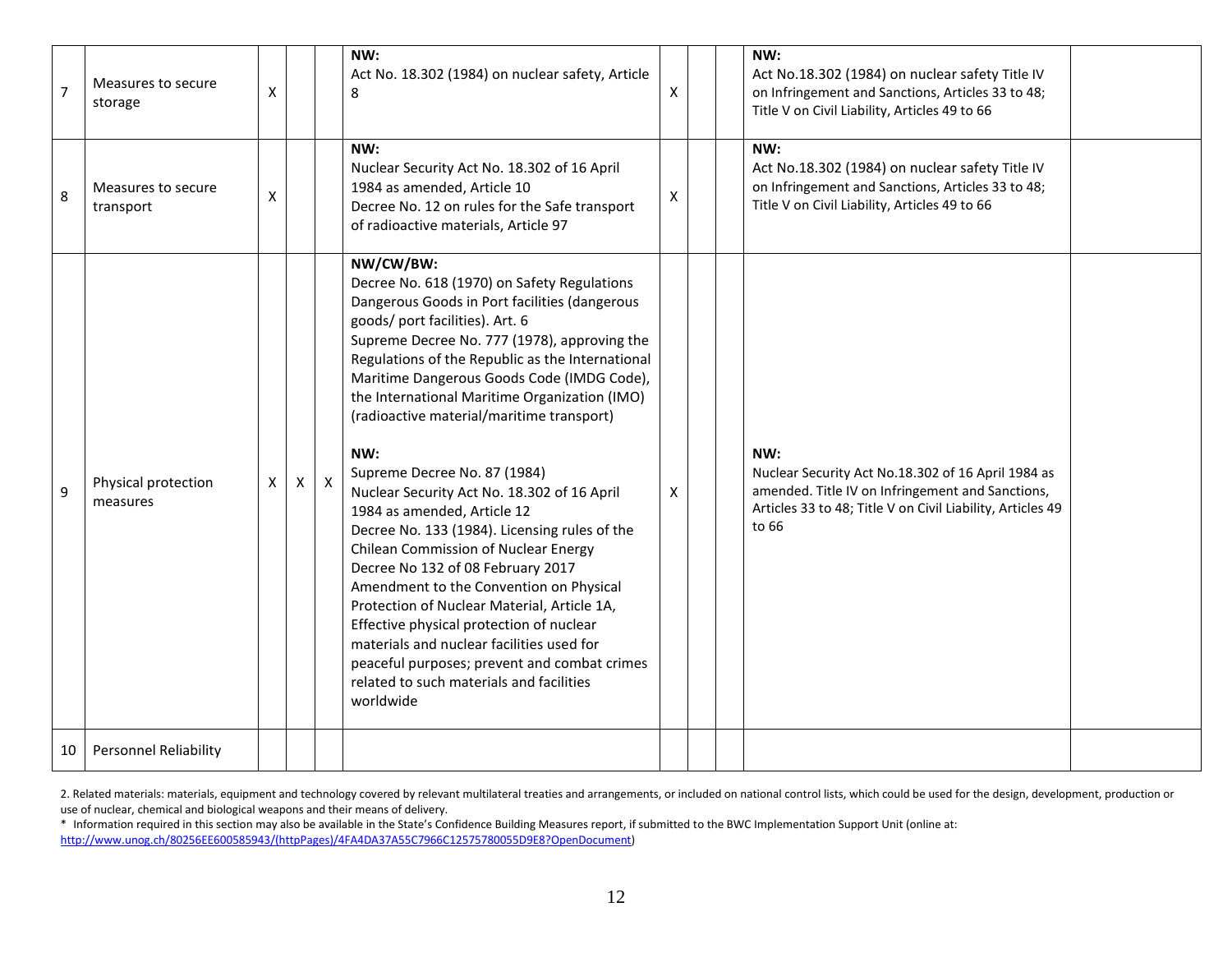| 7 | Measures to secure storage | X | | | NW:<br>Act No. 18.302 (1984) on nuclear safety, Article 8 | X | | | NW:<br>Act No.18.302 (1984) on nuclear safety Title IV on Infringement and Sanctions, Articles 33 to 48; Title V on Civil Liability, Articles 49 to 66 | |
|---|---|---|---|---|---|---|---|---|---|---|
| 8 | Measures to secure transport | X | | | NW:<br>Nuclear Security Act No. 18.302 of 16 April 1984 as amended, Article 10<br>Decree No. 12 on rules for the Safe transport of radioactive materials, Article 97 | X | | | NW:<br>Act No.18.302 (1984) on nuclear safety Title IV on Infringement and Sanctions, Articles 33 to 48; Title V on Civil Liability, Articles 49 to 66 | |
| 9 | Physical protection measures | X | X | X | NW/CW/BW:<br>Decree No. 618 (1970) on Safety Regulations Dangerous Goods in Port facilities (dangerous goods/ port facilities). Art. 6<br>Supreme Decree No. 777 (1978), approving the Regulations of the Republic as the International Maritime Dangerous Goods Code (IMDG Code), the International Maritime Organization (IMO) (radioactive material/maritime transport)<br><br>NW:<br>Supreme Decree No. 87 (1984)<br>Nuclear Security Act No. 18.302 of 16 April 1984 as amended, Article 12<br>Decree No. 133 (1984). Licensing rules of the Chilean Commission of Nuclear Energy<br>Decree No 132 of 08 February 2017 Amendment to the Convention on Physical Protection of Nuclear Material, Article 1A, Effective physical protection of nuclear materials and nuclear facilities used for peaceful purposes; prevent and combat crimes related to such materials and facilities worldwide | X | | | NW:<br>Nuclear Security Act No.18.302 of 16 April 1984 as amended. Title IV on Infringement and Sanctions, Articles 33 to 48; Title V on Civil Liability, Articles 49 to 66 | |
| 10 | Personnel Reliability | | | | | | | | | |

2. Related materials: materials, equipment and technology covered by relevant multilateral treaties and arrangements, or included on national control lists, which could be used for the design, development, production or use of nuclear, chemical and biological weapons and their means of delivery.

* Information required in this section may also be available in the State's Confidence Building Measures report, if submitted to the BWC Implementation Support Unit (online at: http://www.unog.ch/80256EE600585943/(httpPages)/4FA4DA37A55C7966C12575780055D9E8?OpenDocument)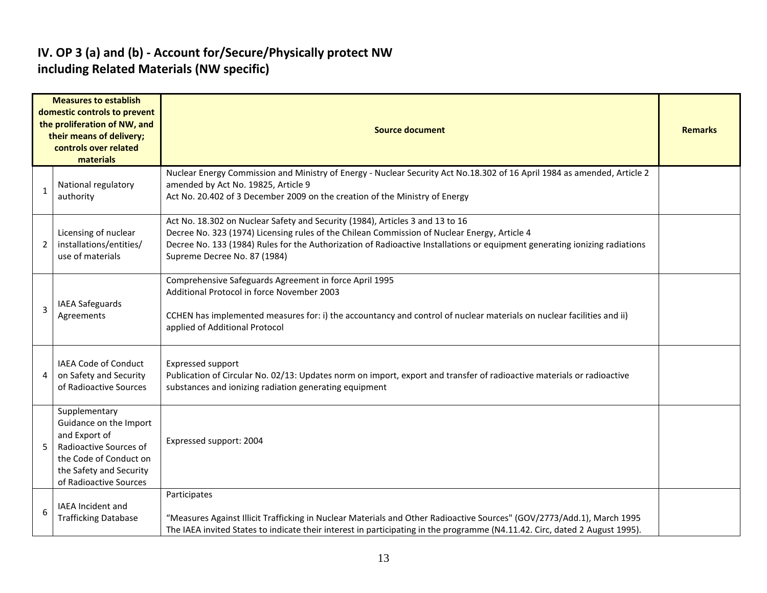# IV. OP 3 (a) and (b) - Account for/Secure/Physically protect NW including Related Materials (NW specific)

| | Measures to establish domestic controls to prevent the proliferation of NW, and their means of delivery; controls over related materials | Source document | Remarks |
|---|---|---|---|
| 1 | National regulatory authority | Nuclear Energy Commission and Ministry of Energy - Nuclear Security Act No.18.302 of 16 April 1984 as amended, Article 2 amended by Act No. 19825, Article 9<br>Act No. 20.402 of 3 December 2009 on the creation of the Ministry of Energy | |
| 2 | Licensing of nuclear installations/entities/ use of materials | Act No. 18.302 on Nuclear Safety and Security (1984), Articles 3 and 13 to 16<br>Decree No. 323 (1974) Licensing rules of the Chilean Commission of Nuclear Energy, Article 4<br>Decree No. 133 (1984) Rules for the Authorization of Radioactive Installations or equipment generating ionizing radiations<br>Supreme Decree No. 87 (1984) | |
| 3 | IAEA Safeguards Agreements | Comprehensive Safeguards Agreement in force April 1995<br>Additional Protocol in force November 2003<br><br>CCHEN has implemented measures for: i) the accountancy and control of nuclear materials on nuclear facilities and ii) applied of Additional Protocol | |
| 4 | IAEA Code of Conduct on Safety and Security of Radioactive Sources | Expressed support<br>Publication of Circular No. 02/13: Updates norm on import, export and transfer of radioactive materials or radioactive substances and ionizing radiation generating equipment | |
| 5 | Supplementary Guidance on the Import and Export of Radioactive Sources of the Code of Conduct on the Safety and Security of Radioactive Sources | Expressed support: 2004 | |
| 6 | IAEA Incident and Trafficking Database | Participates<br><br>"Measures Against Illicit Trafficking in Nuclear Materials and Other Radioactive Sources" (GOV/2773/Add.1), March 1995<br>The IAEA invited States to indicate their interest in participating in the programme (N4.11.42. Circ, dated 2 August 1995). | |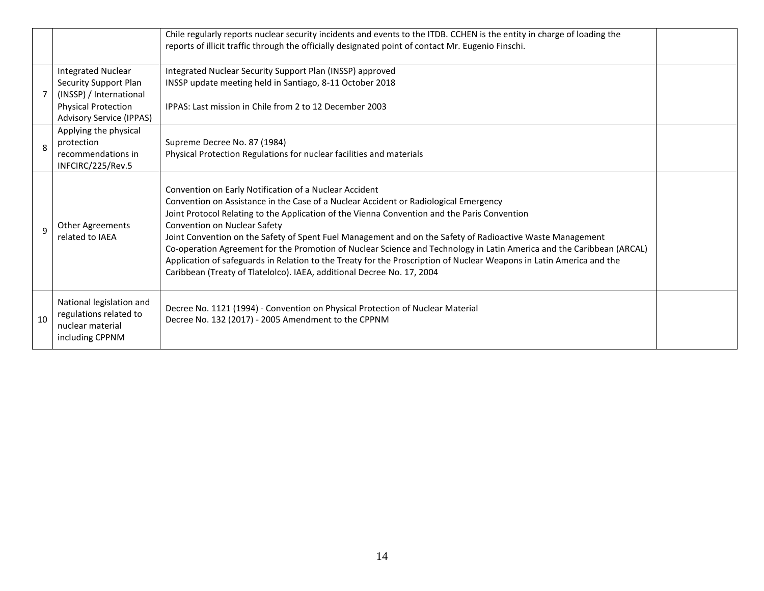| | | | |
|---|---|---|---|
| | | Chile regularly reports nuclear security incidents and events to the ITDB. CCHEN is the entity in charge of loading the reports of illicit traffic through the officially designated point of contact Mr. Eugenio Finschi. | |
| 7 | Integrated Nuclear Security Support Plan (INSSP) / International Physical Protection Advisory Service (IPPAS) | Integrated Nuclear Security Support Plan (INSSP) approved<br>INSSP update meeting held in Santiago, 8-11 October 2018<br><br>IPPAS: Last mission in Chile from 2 to 12 December 2003 | |
| 8 | Applying the physical protection recommendations in INFCIRC/225/Rev.5 | Supreme Decree No. 87 (1984)<br>Physical Protection Regulations for nuclear facilities and materials | |
| 9 | Other Agreements related to IAEA | Convention on Early Notification of a Nuclear Accident<br>Convention on Assistance in the Case of a Nuclear Accident or Radiological Emergency<br>Joint Protocol Relating to the Application of the Vienna Convention and the Paris Convention<br>Convention on Nuclear Safety<br>Joint Convention on the Safety of Spent Fuel Management and on the Safety of Radioactive Waste Management<br>Co-operation Agreement for the Promotion of Nuclear Science and Technology in Latin America and the Caribbean (ARCAL)<br>Application of safeguards in Relation to the Treaty for the Proscription of Nuclear Weapons in Latin America and the Caribbean (Treaty of Tlatelolco). IAEA, additional Decree No. 17, 2004 | |
| 10 | National legislation and regulations related to nuclear material including CPPNM | Decree No. 1121 (1994) - Convention on Physical Protection of Nuclear Material<br>Decree No. 132 (2017) - 2005 Amendment to the CPPNM | |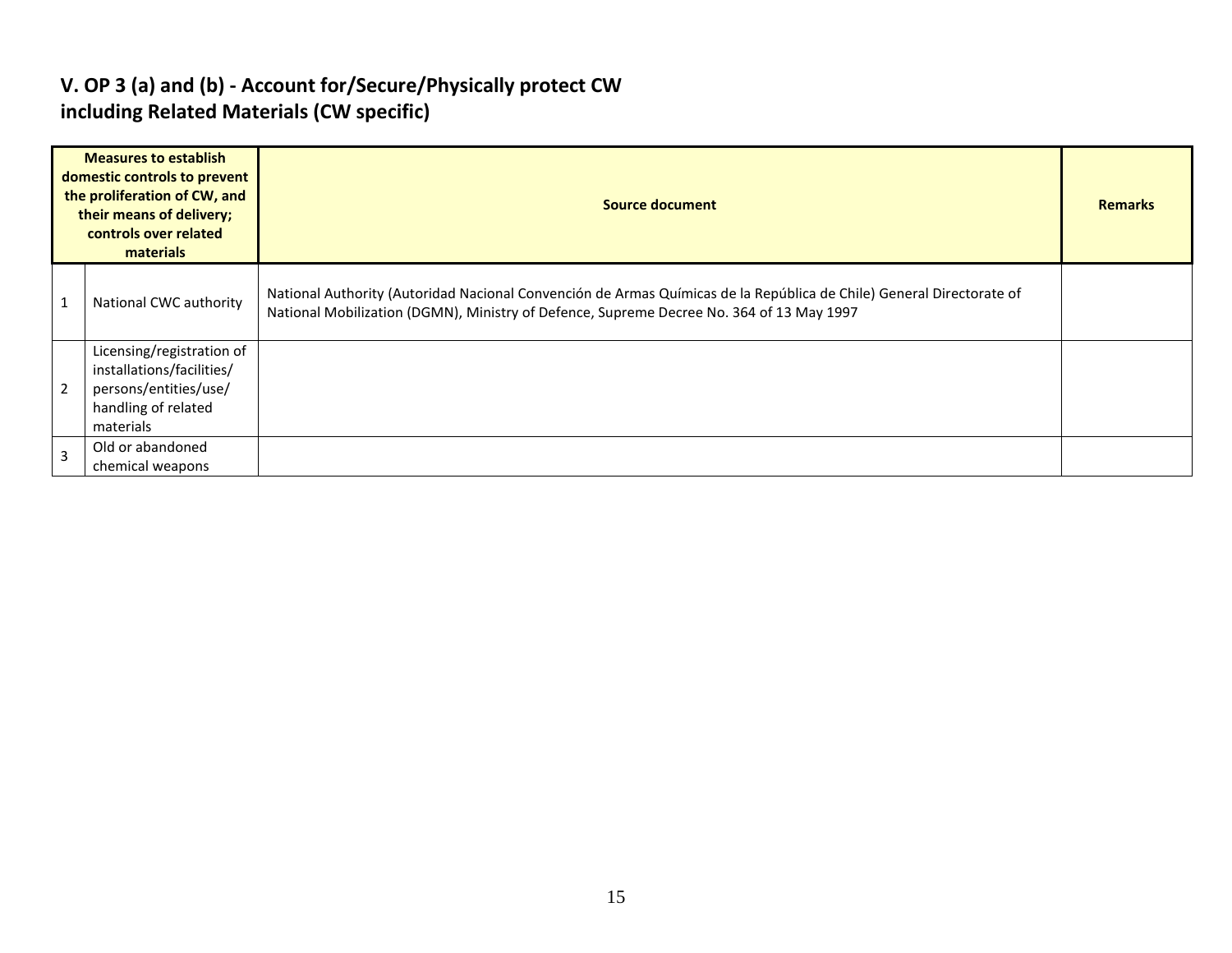## V. OP 3 (a) and (b) - Account for/Secure/Physically protect CW including Related Materials (CW specific)

| Measures to establish domestic controls to prevent the proliferation of CW, and their means of delivery; controls over related materials | | Source document | Remarks |
|---|---|---|---|
| 1 | National CWC authority | National Authority (Autoridad Nacional Convención de Armas Químicas de la República de Chile) General Directorate of National Mobilization (DGMN), Ministry of Defence, Supreme Decree No. 364 of 13 May 1997 | |
| 2 | Licensing/registration of installations/facilities/ persons/entities/use/ handling of related materials | | |
| 3 | Old or abandoned chemical weapons | | |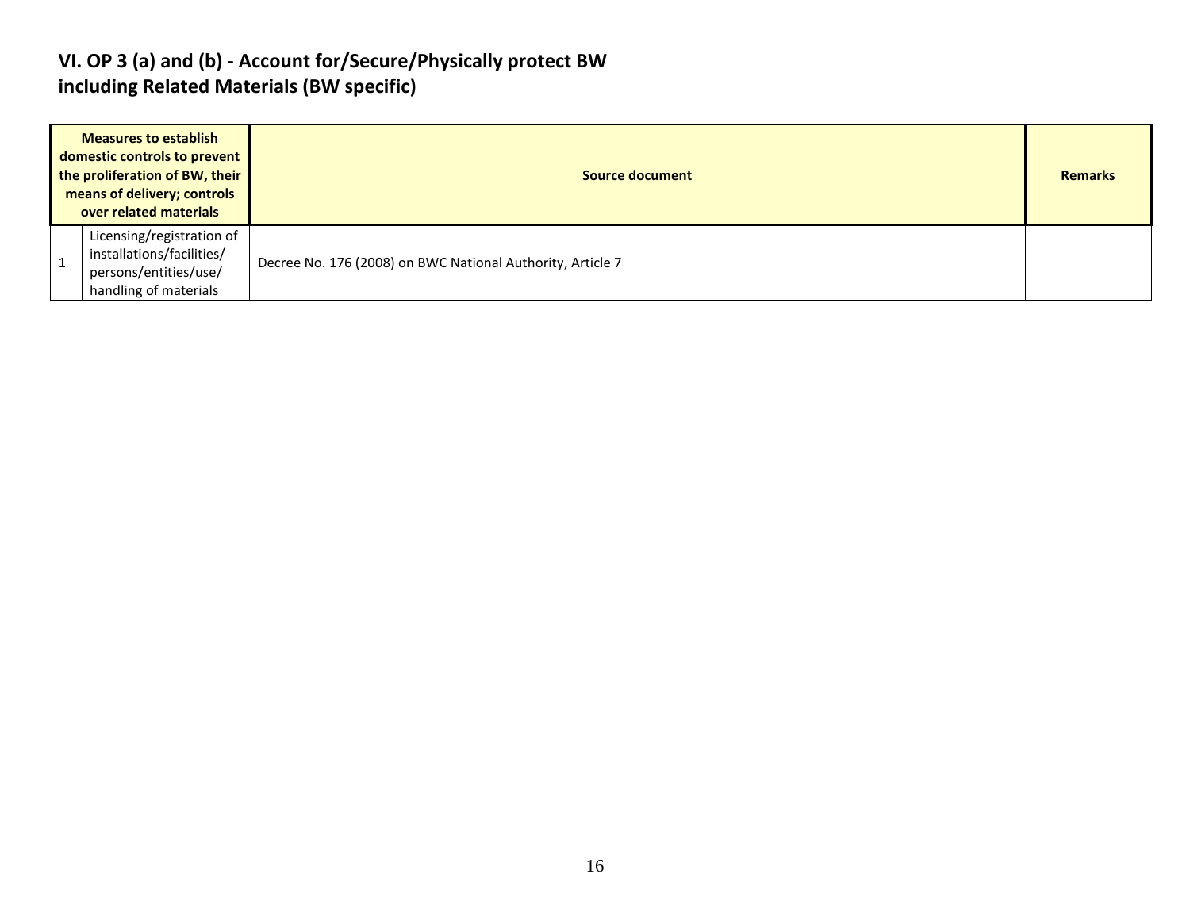## VI. OP 3 (a) and (b) - Account for/Secure/Physically protect BW including Related Materials (BW specific)

| Measures to establish domestic controls to prevent the proliferation of BW, their means of delivery; controls over related materials | | Source document | Remarks |
|---|---|---|---|
| 1 | Licensing/registration of installations/facilities/ persons/entities/use/ handling of materials | Decree No. 176 (2008) on BWC National Authority, Article 7 | |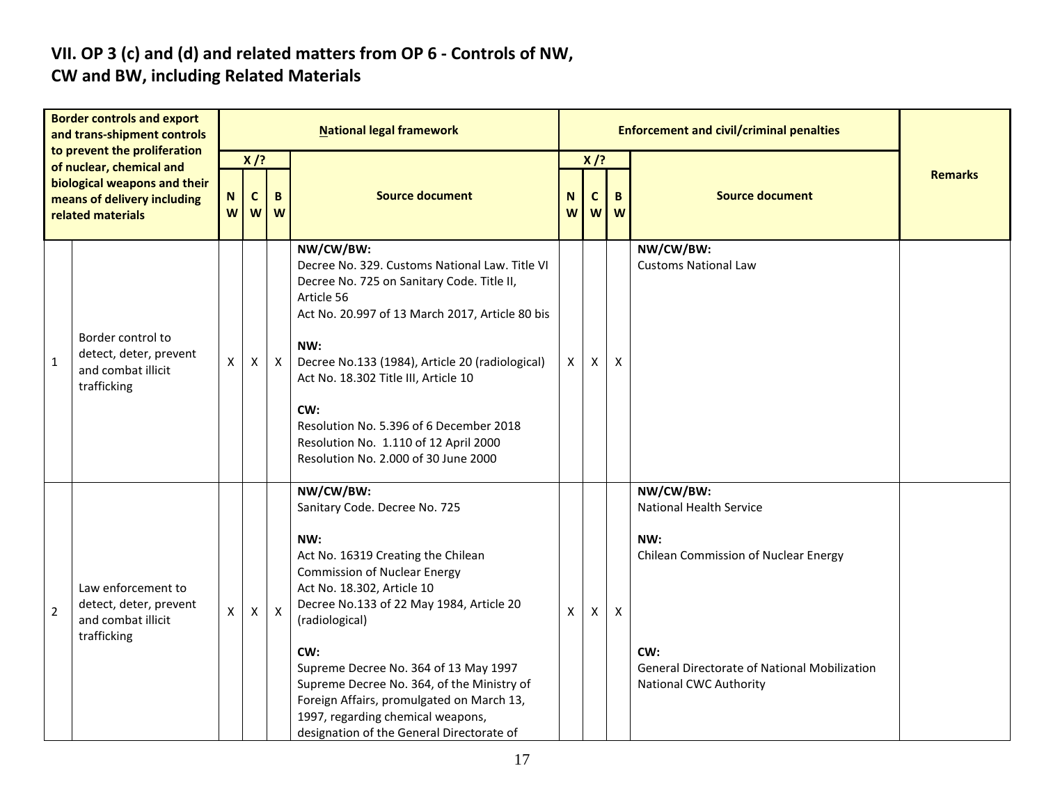## VII. OP 3 (c) and (d) and related matters from OP 6 - Controls of NW, CW and BW, including Related Materials

| Border controls and export and trans-shipment controls to prevent the proliferation of nuclear, chemical and biological weapons and their means of delivery including related materials | | National legal framework | | | | Enforcement and civil/criminal penalties | | | | Remarks |
|---|---|---|---|---|---|---|---|---|---|---|
| | | X /? | | | Source document | X /? | | | Source document | |
| | | NW | CW | BW | | NW | CW | BW | | |
| 1 | Border control to detect, deter, prevent and combat illicit trafficking | X | X | X | **NW/CW/BW:**<br>Decree No. 329. Customs National Law. Title VI<br>Decree No. 725 on Sanitary Code. Title II, Article 56<br>Act No. 20.997 of 13 March 2017, Article 80 bis<br><br>**NW:**<br>Decree No.133 (1984), Article 20 (radiological)<br>Act No. 18.302 Title III, Article 10<br><br>**CW:**<br>Resolution No. 5.396 of 6 December 2018<br>Resolution No. 1.110 of 12 April 2000<br>Resolution No. 2.000 of 30 June 2000 | X | X | X | **NW/CW/BW:**<br>Customs National Law | |
| 2 | Law enforcement to detect, deter, prevent and combat illicit trafficking | X | X | X | **NW/CW/BW:**<br>Sanitary Code. Decree No. 725<br><br>**NW:**<br>Act No. 16319 Creating the Chilean Commission of Nuclear Energy<br>Act No. 18.302, Article 10<br>Decree No.133 of 22 May 1984, Article 20 (radiological)<br><br>**CW:**<br>Supreme Decree No. 364 of 13 May 1997<br>Supreme Decree No. 364, of the Ministry of Foreign Affairs, promulgated on March 13, 1997, regarding chemical weapons, designation of the General Directorate of | X | X | X | **NW/CW/BW:**<br>National Health Service<br><br>**NW:**<br>Chilean Commission of Nuclear Energy<br><br>**CW:**<br>General Directorate of National Mobilization National CWC Authority | |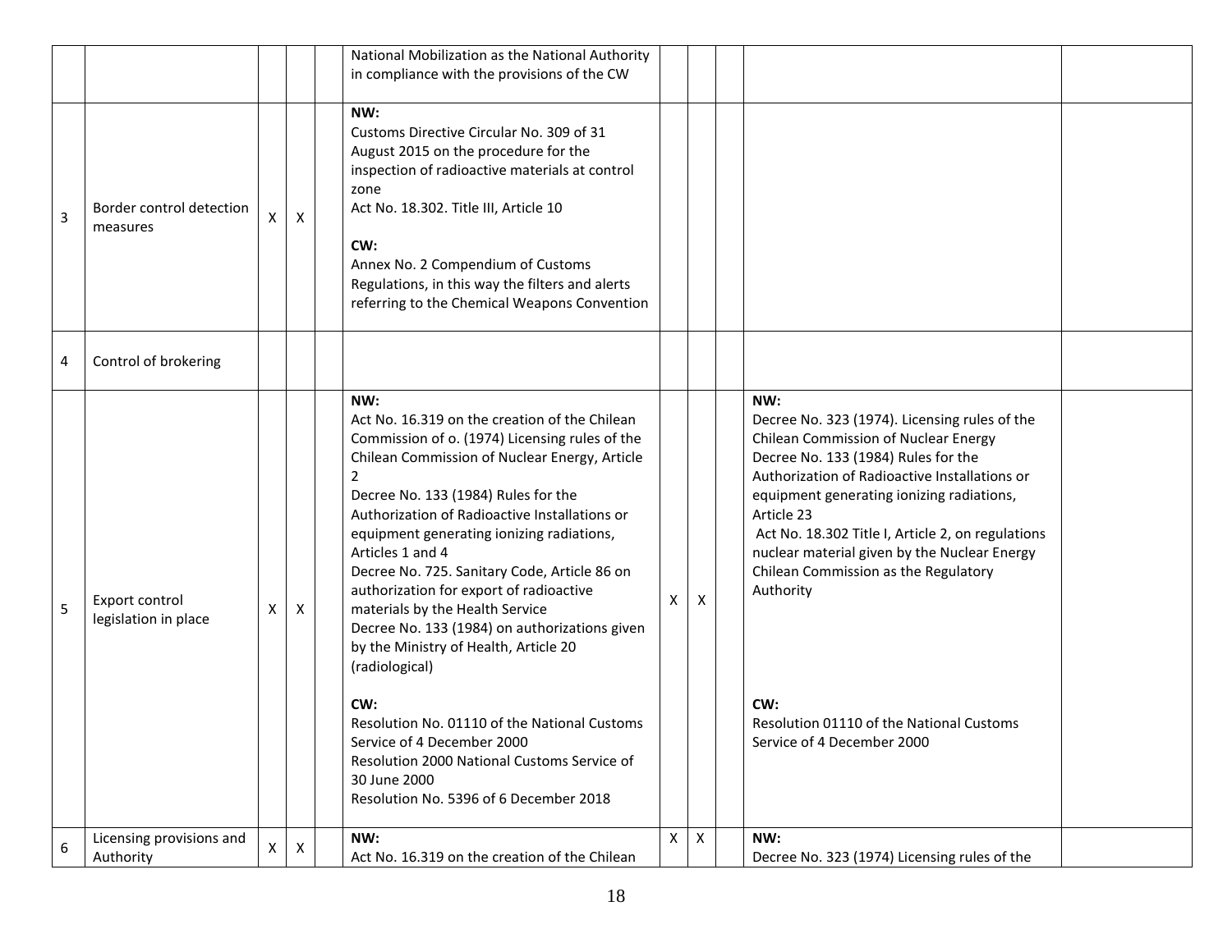| | | | | | | | | | | |
|---|---|---|---|---|---|---|---|---|---|---|
| | | | | | National Mobilization as the National Authority in compliance with the provisions of the CW | | | | | |
| 3 | Border control detection measures | X | X | | **NW:**<br>Customs Directive Circular No. 309 of 31 August 2015 on the procedure for the inspection of radioactive materials at control zone<br>Act No. 18.302. Title III, Article 10<br><br>**CW:**<br>Annex No. 2 Compendium of Customs Regulations, in this way the filters and alerts referring to the Chemical Weapons Convention | | | | | |
| 4 | Control of brokering | | | | | | | | | |
| 5 | Export control legislation in place | X | X | | **NW:**<br>Act No. 16.319 on the creation of the Chilean Commission of o. (1974) Licensing rules of the Chilean Commission of Nuclear Energy, Article 2<br>Decree No. 133 (1984) Rules for the Authorization of Radioactive Installations or equipment generating ionizing radiations, Articles 1 and 4<br>Decree No. 725. Sanitary Code, Article 86 on authorization for export of radioactive materials by the Health Service<br>Decree No. 133 (1984) on authorizations given by the Ministry of Health, Article 20 (radiological)<br><br>**CW:**<br>Resolution No. 01110 of the National Customs Service of 4 December 2000<br>Resolution 2000 National Customs Service of 30 June 2000<br>Resolution No. 5396 of 6 December 2018 | X | X | | **NW:**<br>Decree No. 323 (1974). Licensing rules of the Chilean Commission of Nuclear Energy<br>Decree No. 133 (1984) Rules for the Authorization of Radioactive Installations or equipment generating ionizing radiations, Article 23<br>Act No. 18.302 Title I, Article 2, on regulations nuclear material given by the Nuclear Energy Chilean Commission as the Regulatory Authority<br><br>**CW:**<br>Resolution 01110 of the National Customs Service of 4 December 2000 | |
| 6 | Licensing provisions and Authority | X | X | | **NW:**<br>Act No. 16.319 on the creation of the Chilean | X | X | | **NW:**<br>Decree No. 323 (1974) Licensing rules of the | |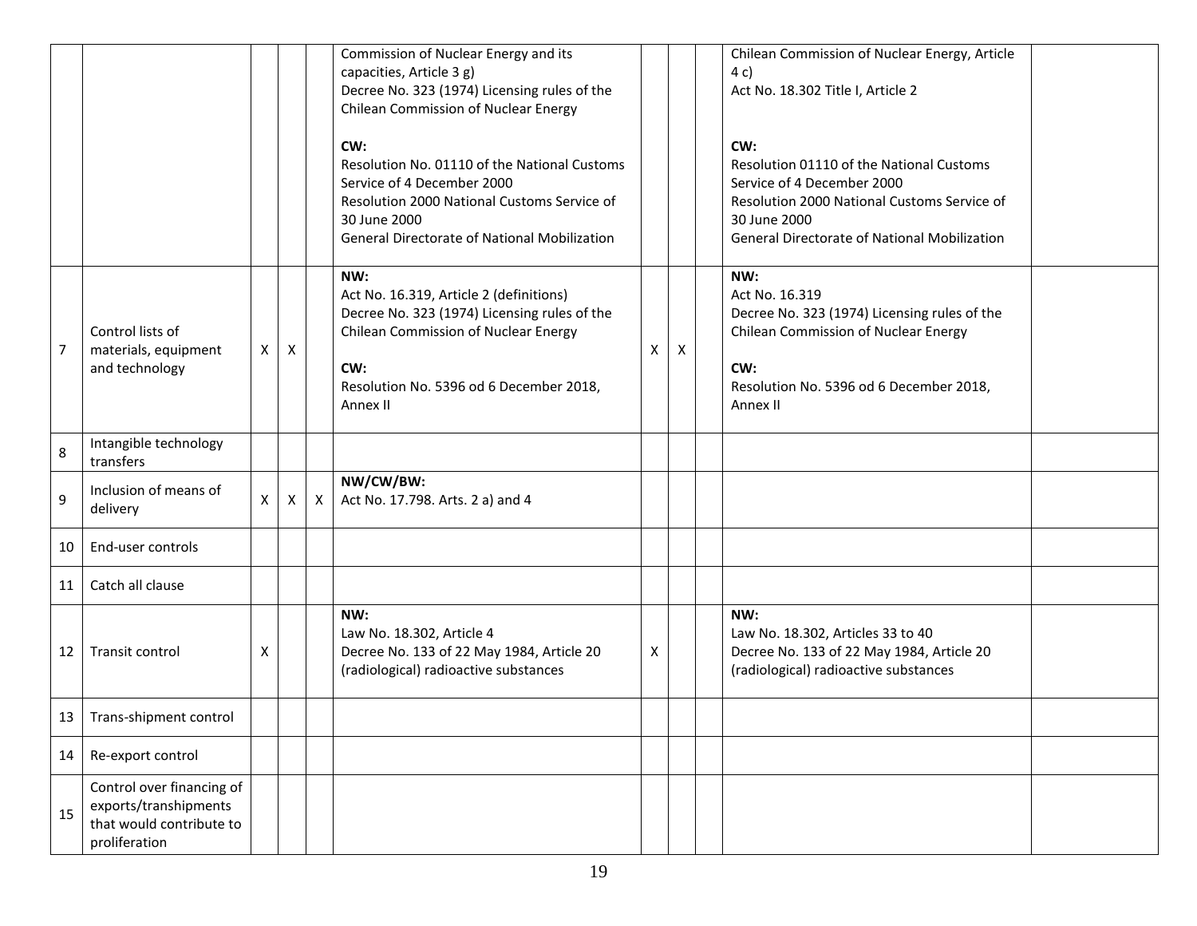| | | | | | | | | | | |
|---|---|---|---|---|---|---|---|---|---|---|
| | | | | | Commission of Nuclear Energy and its capacities, Article 3 g)<br>Decree No. 323 (1974) Licensing rules of the Chilean Commission of Nuclear Energy<br><br>**CW:**<br>Resolution No. 01110 of the National Customs Service of 4 December 2000<br>Resolution 2000 National Customs Service of 30 June 2000<br>General Directorate of National Mobilization | | | | Chilean Commission of Nuclear Energy, Article 4 c)<br>Act No. 18.302 Title I, Article 2<br><br>**CW:**<br>Resolution 01110 of the National Customs Service of 4 December 2000<br>Resolution 2000 National Customs Service of 30 June 2000<br>General Directorate of National Mobilization | |
| 7 | Control lists of materials, equipment and technology | X | X | | **NW:**<br>Act No. 16.319, Article 2 (definitions)<br>Decree No. 323 (1974) Licensing rules of the Chilean Commission of Nuclear Energy<br><br>**CW:**<br>Resolution No. 5396 od 6 December 2018, Annex II | X | X | | **NW:**<br>Act No. 16.319<br>Decree No. 323 (1974) Licensing rules of the Chilean Commission of Nuclear Energy<br><br>**CW:**<br>Resolution No. 5396 od 6 December 2018, Annex II | |
| 8 | Intangible technology transfers | | | | | | | | | |
| 9 | Inclusion of means of delivery | X | X | X | **NW/CW/BW:**<br>Act No. 17.798. Arts. 2 a) and 4 | | | | | |
| 10 | End-user controls | | | | | | | | | |
| 11 | Catch all clause | | | | | | | | | |
| 12 | Transit control | X | | | **NW:**<br>Law No. 18.302, Article 4<br>Decree No. 133 of 22 May 1984, Article 20 (radiological) radioactive substances | X | | | **NW:**<br>Law No. 18.302, Articles 33 to 40<br>Decree No. 133 of 22 May 1984, Article 20 (radiological) radioactive substances | |
| 13 | Trans-shipment control | | | | | | | | | |
| 14 | Re-export control | | | | | | | | | |
| 15 | Control over financing of exports/transhipments that would contribute to proliferation | | | | | | | | | |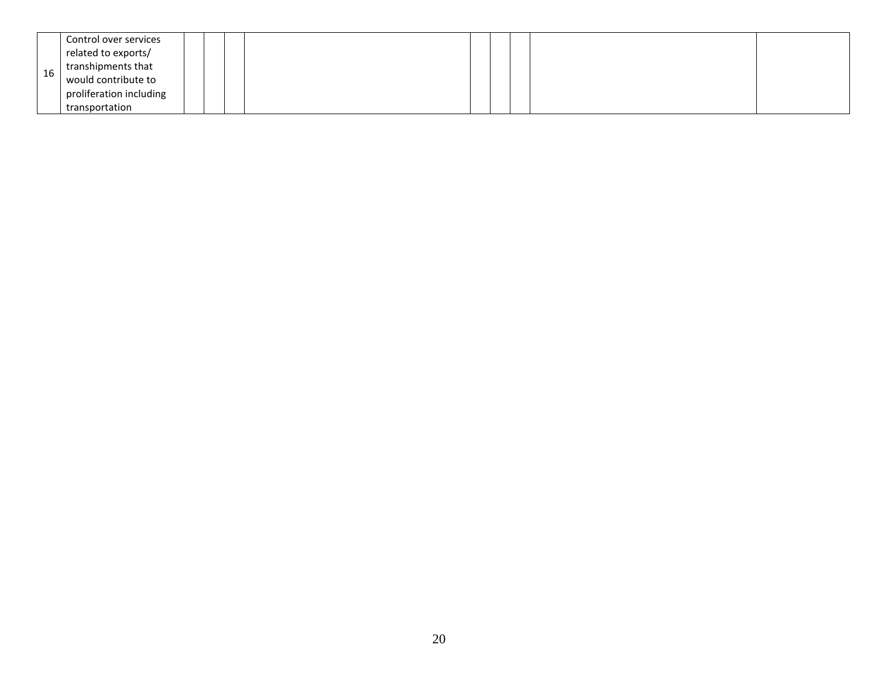| | | | | | | | | | | |
|---|---|---|---|---|---|---|---|---|---|---|
| 16 | Control over services related to exports/ transhipments that would contribute to proliferation including transportation | | | | | | | | | |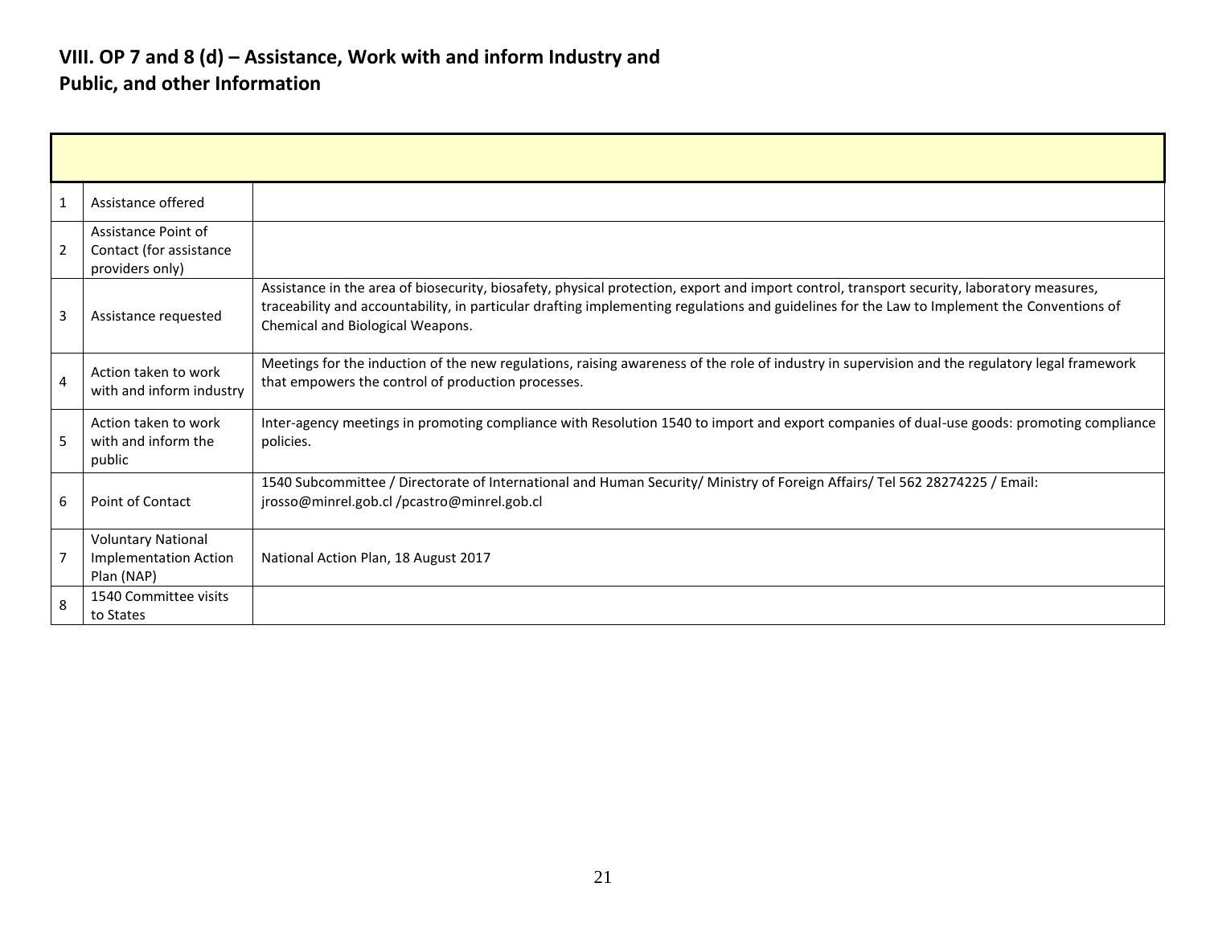## VIII. OP 7 and 8 (d) – Assistance, Work with and inform Industry and Public, and other Information

| | | |
|---|---|---|
| 1 | Assistance offered | |
| 2 | Assistance Point of Contact (for assistance providers only) | |
| 3 | Assistance requested | Assistance in the area of biosecurity, biosafety, physical protection, export and import control, transport security, laboratory measures, traceability and accountability, in particular drafting implementing regulations and guidelines for the Law to Implement the Conventions of Chemical and Biological Weapons. |
| 4 | Action taken to work with and inform industry | Meetings for the induction of the new regulations, raising awareness of the role of industry in supervision and the regulatory legal framework that empowers the control of production processes. |
| 5 | Action taken to work with and inform the public | Inter-agency meetings in promoting compliance with Resolution 1540 to import and export companies of dual-use goods: promoting compliance policies. |
| 6 | Point of Contact | 1540 Subcommittee / Directorate of International and Human Security/ Ministry of Foreign Affairs/ Tel 562 28274225 / Email: jrosso@minrel.gob.cl /pcastro@minrel.gob.cl |
| 7 | Voluntary National Implementation Action Plan (NAP) | National Action Plan, 18 August 2017 |
| 8 | 1540 Committee visits to States | |